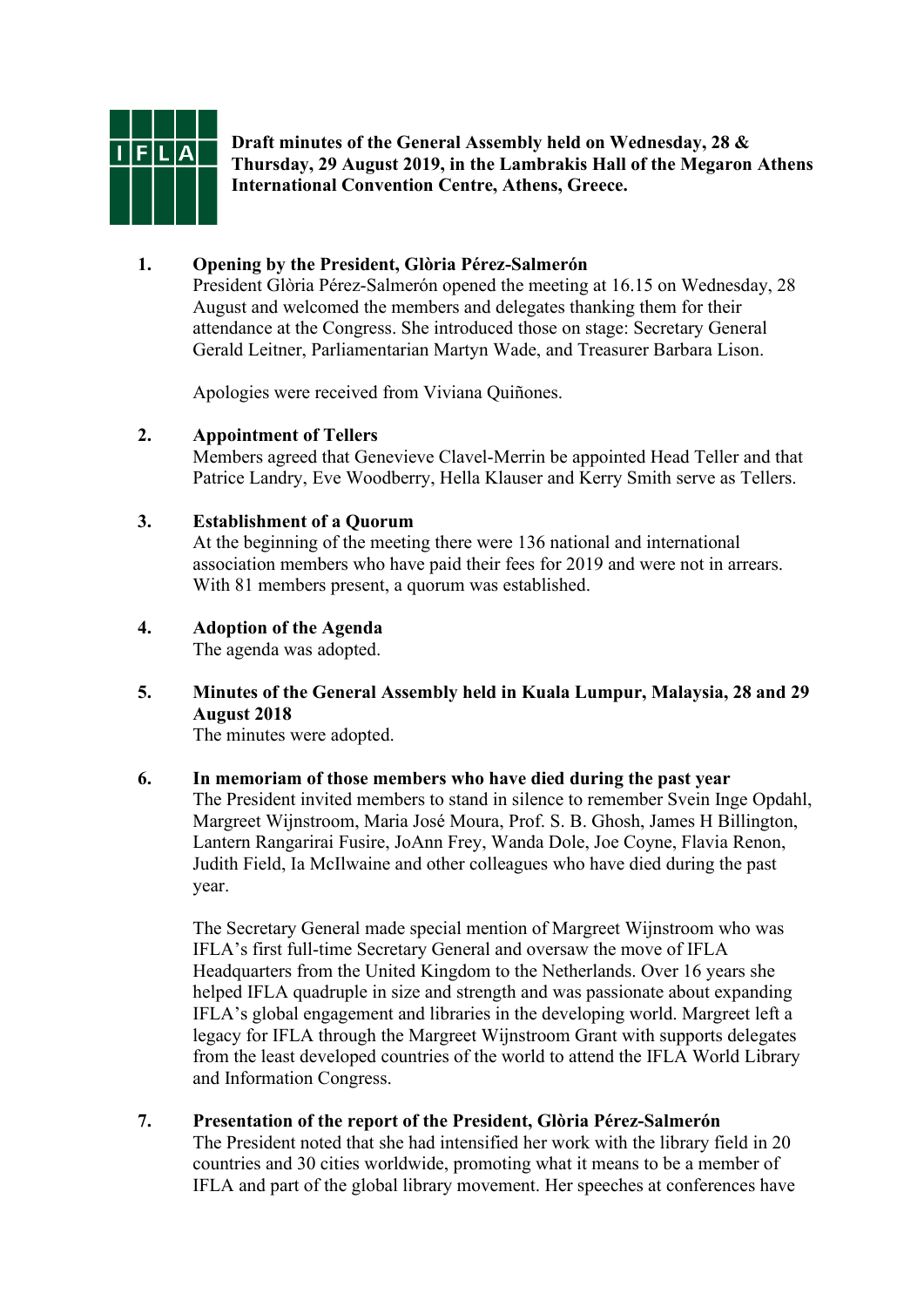**Draft minutes of the General Assembly held on Wednesday, 28 & Thursday, 29 August 2019, in the Lambrakis Hall of the Megaron Athens International Convention Centre, Athens, Greece.**

## 1. Opening by the President, Glòria Pérez-Salmerón

President Glòria Pérez-Salmerón opened the meeting at 16.15 on Wednesday, 28 August and welcomed the members and delegates thanking them for their attendance at the Congress. She introduced those on stage: Secretary General Gerald Leitner, Parliamentarian Martyn Wade, and Treasurer Barbara Lison.

Apologies were received from Viviana Quiñones.

## 2. Appointment of Tellers

Members agreed that Genevieve Clavel-Merrin be appointed Head Teller and that Patrice Landry, Eve Woodberry, Hella Klauser and Kerry Smith serve as Tellers.

## 3. Establishment of a Quorum

At the beginning of the meeting there were 136 national and international association members who have paid their fees for 2019 and were not in arrears. With 81 members present, a quorum was established.

## 4. Adoption of the Agenda

The agenda was adopted.

## 5. Minutes of the General Assembly held in Kuala Lumpur, Malaysia, 28 and 29 August 2018

The minutes were adopted.

## 6. In memoriam of those members who have died during the past year

The President invited members to stand in silence to remember Svein Inge Opdahl, Margreet Wijnstroom, Maria José Moura, Prof. S. B. Ghosh, James H Billington, Lantern Rangarirai Fusire, JoAnn Frey, Wanda Dole, Joe Coyne, Flavia Renon, Judith Field, Ia McIlwaine and other colleagues who have died during the past year.

The Secretary General made special mention of Margreet Wijnstroom who was IFLA's first full-time Secretary General and oversaw the move of IFLA Headquarters from the United Kingdom to the Netherlands. Over 16 years she helped IFLA quadruple in size and strength and was passionate about expanding IFLA's global engagement and libraries in the developing world. Margreet left a legacy for IFLA through the Margreet Wijnstroom Grant with supports delegates from the least developed countries of the world to attend the IFLA World Library and Information Congress.

## 7. Presentation of the report of the President, Glòria Pérez-Salmerón

The President noted that she had intensified her work with the library field in 20 countries and 30 cities worldwide, promoting what it means to be a member of IFLA and part of the global library movement. Her speeches at conferences have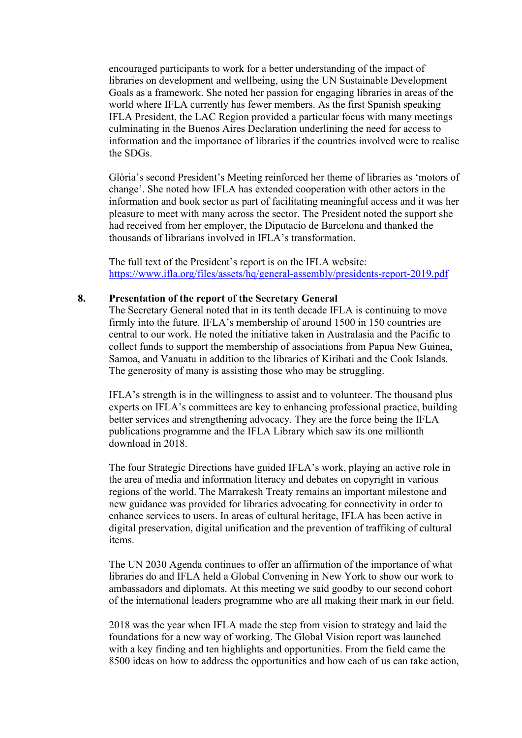encouraged participants to work for a better understanding of the impact of libraries on development and wellbeing, using the UN Sustainable Development Goals as a framework. She noted her passion for engaging libraries in areas of the world where IFLA currently has fewer members. As the first Spanish speaking IFLA President, the LAC Region provided a particular focus with many meetings culminating in the Buenos Aires Declaration underlining the need for access to information and the importance of libraries if the countries involved were to realise the SDGs.

Glòria's second President's Meeting reinforced her theme of libraries as 'motors of change'. She noted how IFLA has extended cooperation with other actors in the information and book sector as part of facilitating meaningful access and it was her pleasure to meet with many across the sector. The President noted the support she had received from her employer, the Diputacio de Barcelona and thanked the thousands of librarians involved in IFLA's transformation.

The full text of the President's report is on the IFLA website: https://www.ifla.org/files/assets/hq/general-assembly/presidents-report-2019.pdf

**8. Presentation of the report of the Secretary General**

The Secretary General noted that in its tenth decade IFLA is continuing to move firmly into the future. IFLA's membership of around 1500 in 150 countries are central to our work. He noted the initiative taken in Australasia and the Pacific to collect funds to support the membership of associations from Papua New Guinea, Samoa, and Vanuatu in addition to the libraries of Kiribati and the Cook Islands. The generosity of many is assisting those who may be struggling.

IFLA's strength is in the willingness to assist and to volunteer. The thousand plus experts on IFLA's committees are key to enhancing professional practice, building better services and strengthening advocacy. They are the force being the IFLA publications programme and the IFLA Library which saw its one millionth download in 2018.

The four Strategic Directions have guided IFLA's work, playing an active role in the area of media and information literacy and debates on copyright in various regions of the world. The Marrakesh Treaty remains an important milestone and new guidance was provided for libraries advocating for connectivity in order to enhance services to users. In areas of cultural heritage, IFLA has been active in digital preservation, digital unification and the prevention of traffiking of cultural items.

The UN 2030 Agenda continues to offer an affirmation of the importance of what libraries do and IFLA held a Global Convening in New York to show our work to ambassadors and diplomats. At this meeting we said goodby to our second cohort of the international leaders programme who are all making their mark in our field.

2018 was the year when IFLA made the step from vision to strategy and laid the foundations for a new way of working. The Global Vision report was launched with a key finding and ten highlights and opportunities. From the field came the 8500 ideas on how to address the opportunities and how each of us can take action,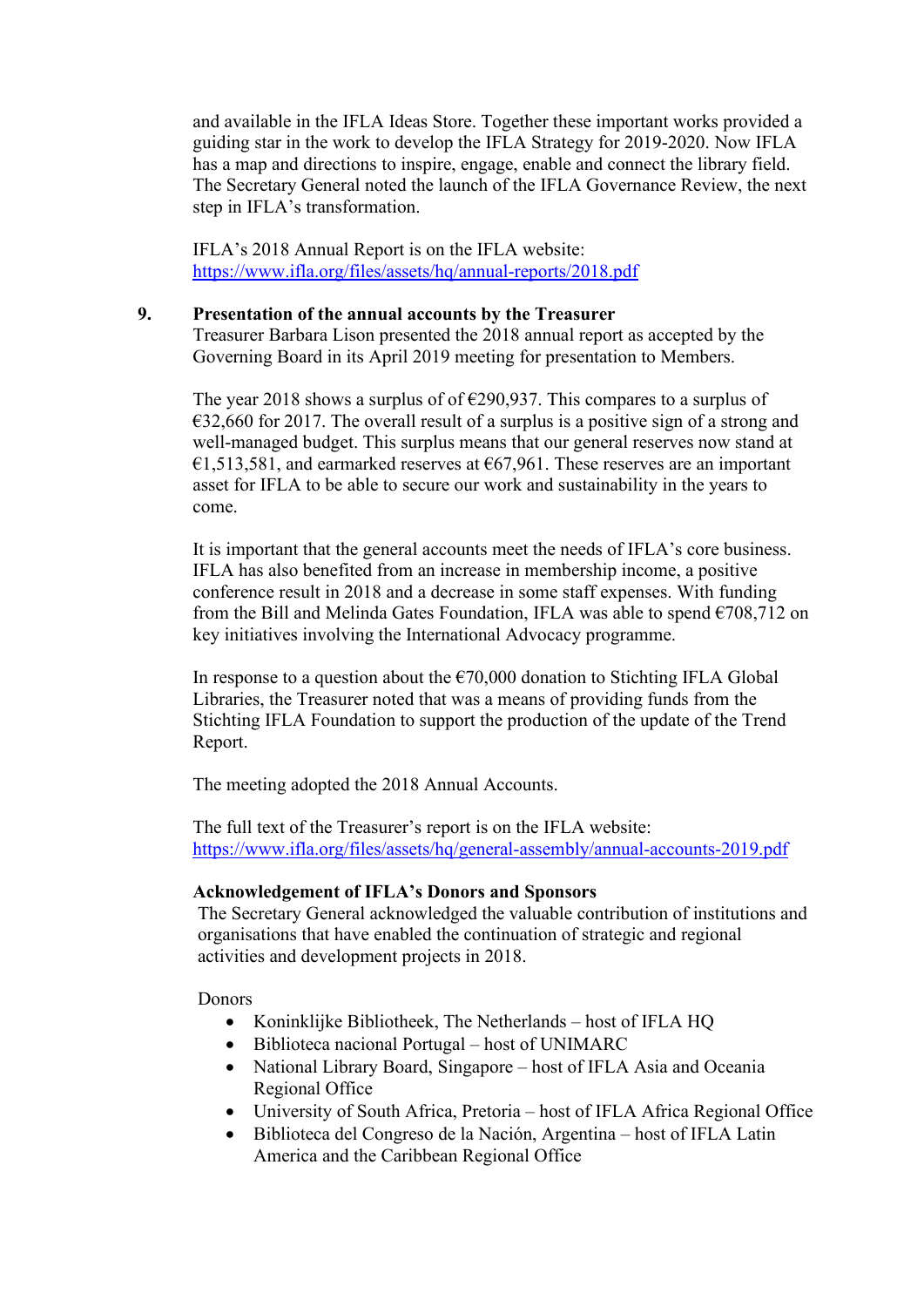and available in the IFLA Ideas Store. Together these important works provided a guiding star in the work to develop the IFLA Strategy for 2019-2020. Now IFLA has a map and directions to inspire, engage, enable and connect the library field. The Secretary General noted the launch of the IFLA Governance Review, the next step in IFLA's transformation.

IFLA's 2018 Annual Report is on the IFLA website: https://www.ifla.org/files/assets/hq/annual-reports/2018.pdf

**9. Presentation of the annual accounts by the Treasurer**

Treasurer Barbara Lison presented the 2018 annual report as accepted by the Governing Board in its April 2019 meeting for presentation to Members.

The year 2018 shows a surplus of of €290,937. This compares to a surplus of €32,660 for 2017. The overall result of a surplus is a positive sign of a strong and well-managed budget. This surplus means that our general reserves now stand at €1,513,581, and earmarked reserves at €67,961. These reserves are an important asset for IFLA to be able to secure our work and sustainability in the years to come.

It is important that the general accounts meet the needs of IFLA's core business. IFLA has also benefited from an increase in membership income, a positive conference result in 2018 and a decrease in some staff expenses. With funding from the Bill and Melinda Gates Foundation, IFLA was able to spend €708,712 on key initiatives involving the International Advocacy programme.

In response to a question about the €70,000 donation to Stichting IFLA Global Libraries, the Treasurer noted that was a means of providing funds from the Stichting IFLA Foundation to support the production of the update of the Trend Report.

The meeting adopted the 2018 Annual Accounts.

The full text of the Treasurer's report is on the IFLA website: https://www.ifla.org/files/assets/hq/general-assembly/annual-accounts-2019.pdf

**Acknowledgement of IFLA's Donors and Sponsors**

The Secretary General acknowledged the valuable contribution of institutions and organisations that have enabled the continuation of strategic and regional activities and development projects in 2018.

Donors

- Koninklijke Bibliotheek, The Netherlands – host of IFLA HQ
- Biblioteca nacional Portugal – host of UNIMARC
- National Library Board, Singapore – host of IFLA Asia and Oceania Regional Office
- University of South Africa, Pretoria – host of IFLA Africa Regional Office
- Biblioteca del Congreso de la Nación, Argentina – host of IFLA Latin America and the Caribbean Regional Office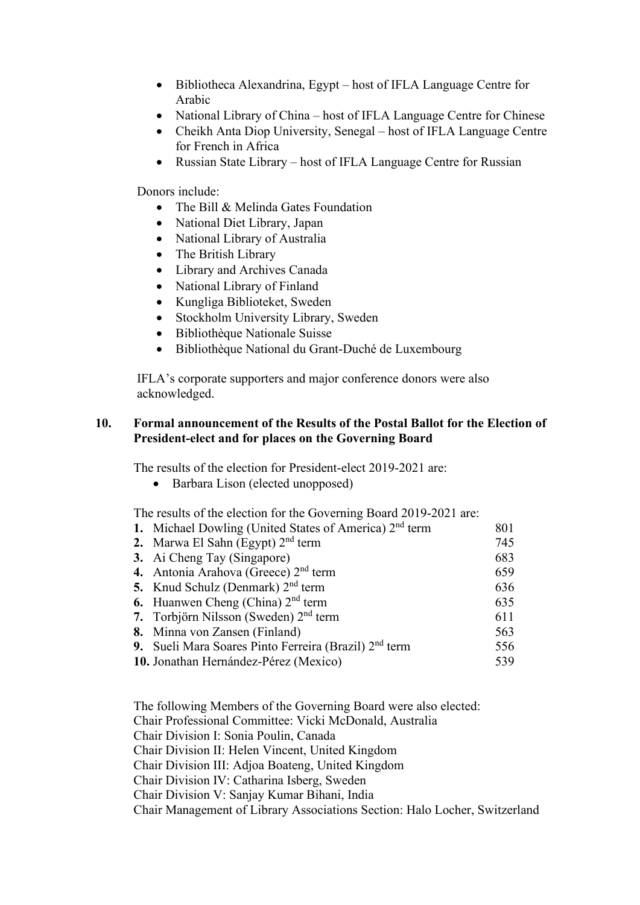- Bibliotheca Alexandrina, Egypt – host of IFLA Language Centre for Arabic
- National Library of China – host of IFLA Language Centre for Chinese
- Cheikh Anta Diop University, Senegal – host of IFLA Language Centre for French in Africa
- Russian State Library – host of IFLA Language Centre for Russian

Donors include:

- The Bill & Melinda Gates Foundation
- National Diet Library, Japan
- National Library of Australia
- The British Library
- Library and Archives Canada
- National Library of Finland
- Kungliga Biblioteket, Sweden
- Stockholm University Library, Sweden
- Bibliothèque Nationale Suisse
- Bibliothèque National du Grant-Duché de Luxembourg

IFLA's corporate supporters and major conference donors were also acknowledged.

**10. Formal announcement of the Results of the Postal Ballot for the Election of President-elect and for places on the Governing Board**

The results of the election for President-elect 2019-2021 are:

- Barbara Lison (elected unopposed)

The results of the election for the Governing Board 2019-2021 are:

| | |
|---|---|
| **1.** Michael Dowling (United States of America) 2nd term | 801 |
| **2.** Marwa El Sahn (Egypt) 2nd term | 745 |
| **3.** Ai Cheng Tay (Singapore) | 683 |
| **4.** Antonia Arahova (Greece) 2nd term | 659 |
| **5.** Knud Schulz (Denmark) 2nd term | 636 |
| **6.** Huanwen Cheng (China) 2nd term | 635 |
| **7.** Torbjörn Nilsson (Sweden) 2nd term | 611 |
| **8.** Minna von Zansen (Finland) | 563 |
| **9.** Sueli Mara Soares Pinto Ferreira (Brazil) 2nd term | 556 |
| **10.** Jonathan Hernández-Pérez (Mexico) | 539 |

The following Members of the Governing Board were also elected:
Chair Professional Committee: Vicki McDonald, Australia
Chair Division I: Sonia Poulin, Canada
Chair Division II: Helen Vincent, United Kingdom
Chair Division III: Adjoa Boateng, United Kingdom
Chair Division IV: Catharina Isberg, Sweden
Chair Division V: Sanjay Kumar Bihani, India
Chair Management of Library Associations Section: Halo Locher, Switzerland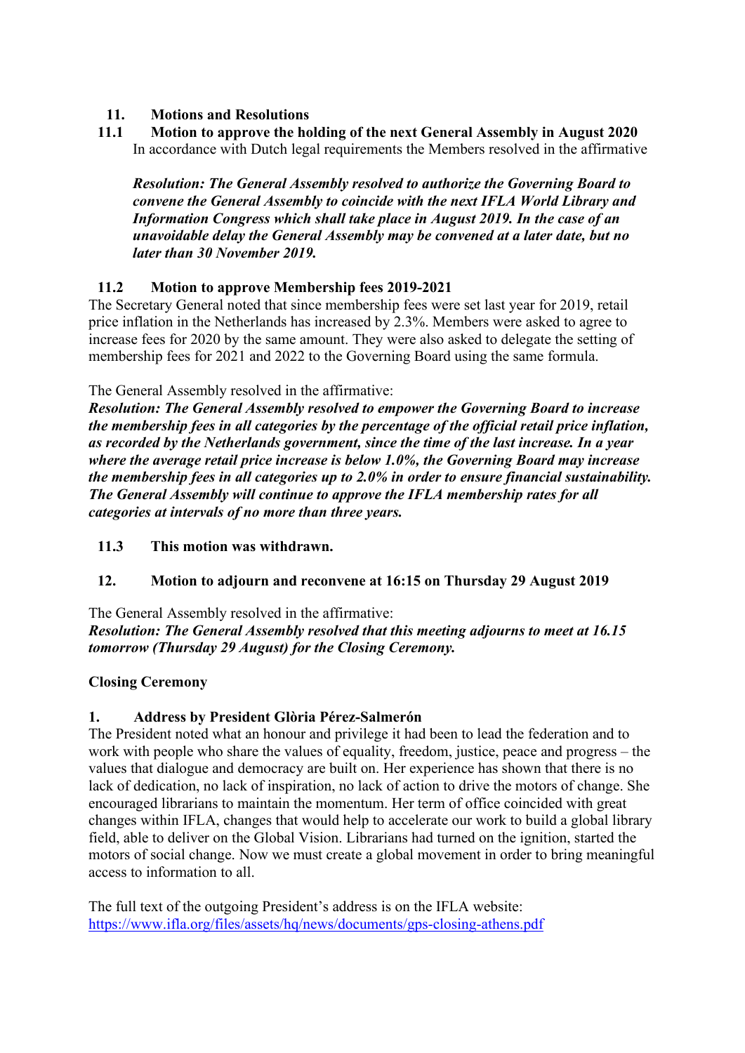## 11. Motions and Resolutions

### 11.1 Motion to approve the holding of the next General Assembly in August 2020

In accordance with Dutch legal requirements the Members resolved in the affirmative

***Resolution: The General Assembly resolved to authorize the Governing Board to convene the General Assembly to coincide with the next IFLA World Library and Information Congress which shall take place in August 2019. In the case of an unavoidable delay the General Assembly may be convened at a later date, but no later than 30 November 2019.***

### 11.2 Motion to approve Membership fees 2019-2021

The Secretary General noted that since membership fees were set last year for 2019, retail price inflation in the Netherlands has increased by 2.3%. Members were asked to agree to increase fees for 2020 by the same amount. They were also asked to delegate the setting of membership fees for 2021 and 2022 to the Governing Board using the same formula.

The General Assembly resolved in the affirmative:

***Resolution: The General Assembly resolved to empower the Governing Board to increase the membership fees in all categories by the percentage of the official retail price inflation, as recorded by the Netherlands government, since the time of the last increase. In a year where the average retail price increase is below 1.0%, the Governing Board may increase the membership fees in all categories up to 2.0% in order to ensure financial sustainability. The General Assembly will continue to approve the IFLA membership rates for all categories at intervals of no more than three years.***

### 11.3 This motion was withdrawn.

## 12. Motion to adjourn and reconvene at 16:15 on Thursday 29 August 2019

The General Assembly resolved in the affirmative:

***Resolution: The General Assembly resolved that this meeting adjourns to meet at 16.15 tomorrow (Thursday 29 August) for the Closing Ceremony.***

## Closing Ceremony

### 1. Address by President Glòria Pérez-Salmerón

The President noted what an honour and privilege it had been to lead the federation and to work with people who share the values of equality, freedom, justice, peace and progress – the values that dialogue and democracy are built on. Her experience has shown that there is no lack of dedication, no lack of inspiration, no lack of action to drive the motors of change. She encouraged librarians to maintain the momentum. Her term of office coincided with great changes within IFLA, changes that would help to accelerate our work to build a global library field, able to deliver on the Global Vision. Librarians had turned on the ignition, started the motors of social change. Now we must create a global movement in order to bring meaningful access to information to all.

The full text of the outgoing President's address is on the IFLA website: https://www.ifla.org/files/assets/hq/news/documents/gps-closing-athens.pdf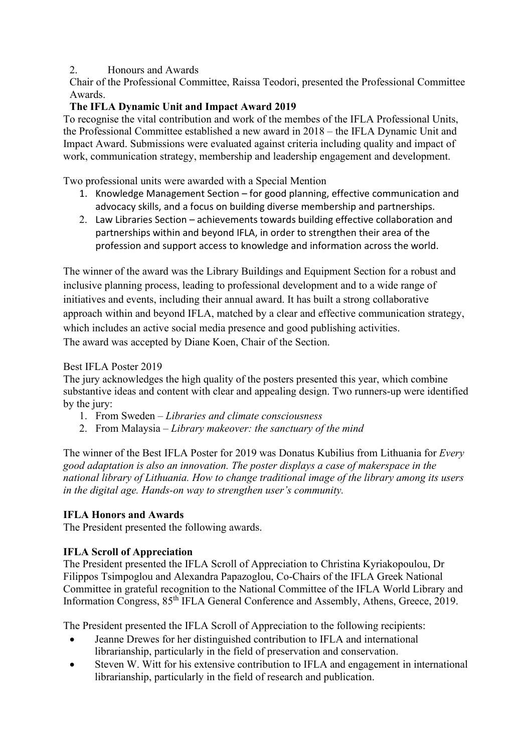2. Honours and Awards

Chair of the Professional Committee, Raissa Teodori, presented the Professional Committee Awards.

**The IFLA Dynamic Unit and Impact Award 2019**

To recognise the vital contribution and work of the membes of the IFLA Professional Units, the Professional Committee established a new award in 2018 – the IFLA Dynamic Unit and Impact Award. Submissions were evaluated against criteria including quality and impact of work, communication strategy, membership and leadership engagement and development.

Two professional units were awarded with a Special Mention

1. Knowledge Management Section – for good planning, effective communication and advocacy skills, and a focus on building diverse membership and partnerships.
2. Law Libraries Section – achievements towards building effective collaboration and partnerships within and beyond IFLA, in order to strengthen their area of the profession and support access to knowledge and information across the world.

The winner of the award was the Library Buildings and Equipment Section for a robust and inclusive planning process, leading to professional development and to a wide range of initiatives and events, including their annual award. It has built a strong collaborative approach within and beyond IFLA, matched by a clear and effective communication strategy, which includes an active social media presence and good publishing activities.
The award was accepted by Diane Koen, Chair of the Section.

Best IFLA Poster 2019

The jury acknowledges the high quality of the posters presented this year, which combine substantive ideas and content with clear and appealing design. Two runners-up were identified by the jury:

1. From Sweden – *Libraries and climate consciousness*
2. From Malaysia – *Library makeover: the sanctuary of the mind*

The winner of the Best IFLA Poster for 2019 was Donatus Kubilius from Lithuania for *Every good adaptation is also an innovation. The poster displays a case of makerspace in the national library of Lithuania. How to change traditional image of the library among its users in the digital age. Hands-on way to strengthen user's community.*

**IFLA Honors and Awards**

The President presented the following awards.

**IFLA Scroll of Appreciation**

The President presented the IFLA Scroll of Appreciation to Christina Kyriakopoulou, Dr Filippos Tsimpoglou and Alexandra Papazoglou, Co-Chairs of the IFLA Greek National Committee in grateful recognition to the National Committee of the IFLA World Library and Information Congress, 85th IFLA General Conference and Assembly, Athens, Greece, 2019.

The President presented the IFLA Scroll of Appreciation to the following recipients:

- Jeanne Drewes for her distinguished contribution to IFLA and international librarianship, particularly in the field of preservation and conservation.
- Steven W. Witt for his extensive contribution to IFLA and engagement in international librarianship, particularly in the field of research and publication.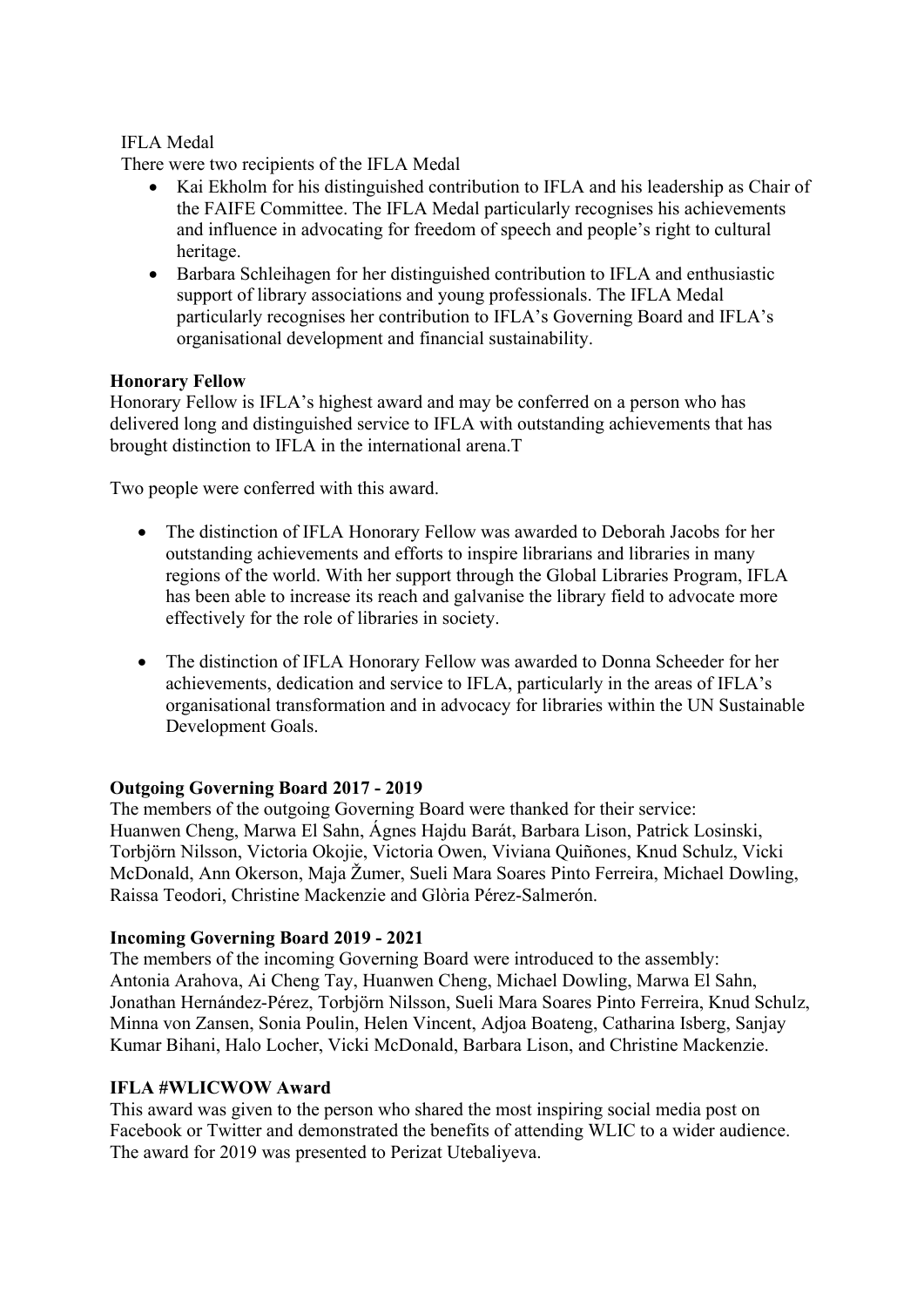IFLA Medal

There were two recipients of the IFLA Medal

- Kai Ekholm for his distinguished contribution to IFLA and his leadership as Chair of the FAIFE Committee. The IFLA Medal particularly recognises his achievements and influence in advocating for freedom of speech and people's right to cultural heritage.
- Barbara Schleihagen for her distinguished contribution to IFLA and enthusiastic support of library associations and young professionals. The IFLA Medal particularly recognises her contribution to IFLA's Governing Board and IFLA's organisational development and financial sustainability.

**Honorary Fellow**

Honorary Fellow is IFLA's highest award and may be conferred on a person who has delivered long and distinguished service to IFLA with outstanding achievements that has brought distinction to IFLA in the international arena.T

Two people were conferred with this award.

- The distinction of IFLA Honorary Fellow was awarded to Deborah Jacobs for her outstanding achievements and efforts to inspire librarians and libraries in many regions of the world. With her support through the Global Libraries Program, IFLA has been able to increase its reach and galvanise the library field to advocate more effectively for the role of libraries in society.

- The distinction of IFLA Honorary Fellow was awarded to Donna Scheeder for her achievements, dedication and service to IFLA, particularly in the areas of IFLA's organisational transformation and in advocacy for libraries within the UN Sustainable Development Goals.

**Outgoing Governing Board 2017 - 2019**

The members of the outgoing Governing Board were thanked for their service: Huanwen Cheng, Marwa El Sahn, Ágnes Hajdu Barát, Barbara Lison, Patrick Losinski, Torbjörn Nilsson, Victoria Okojie, Victoria Owen, Viviana Quiñones, Knud Schulz, Vicki McDonald, Ann Okerson, Maja Žumer, Sueli Mara Soares Pinto Ferreira, Michael Dowling, Raissa Teodori, Christine Mackenzie and Glòria Pérez-Salmerón.

**Incoming Governing Board 2019 - 2021**

The members of the incoming Governing Board were introduced to the assembly: Antonia Arahova, Ai Cheng Tay, Huanwen Cheng, Michael Dowling, Marwa El Sahn, Jonathan Hernández-Pérez, Torbjörn Nilsson, Sueli Mara Soares Pinto Ferreira, Knud Schulz, Minna von Zansen, Sonia Poulin, Helen Vincent, Adjoa Boateng, Catharina Isberg, Sanjay Kumar Bihani, Halo Locher, Vicki McDonald, Barbara Lison, and Christine Mackenzie.

**IFLA #WLICWOW Award**

This award was given to the person who shared the most inspiring social media post on Facebook or Twitter and demonstrated the benefits of attending WLIC to a wider audience. The award for 2019 was presented to Perizat Utebaliyeva.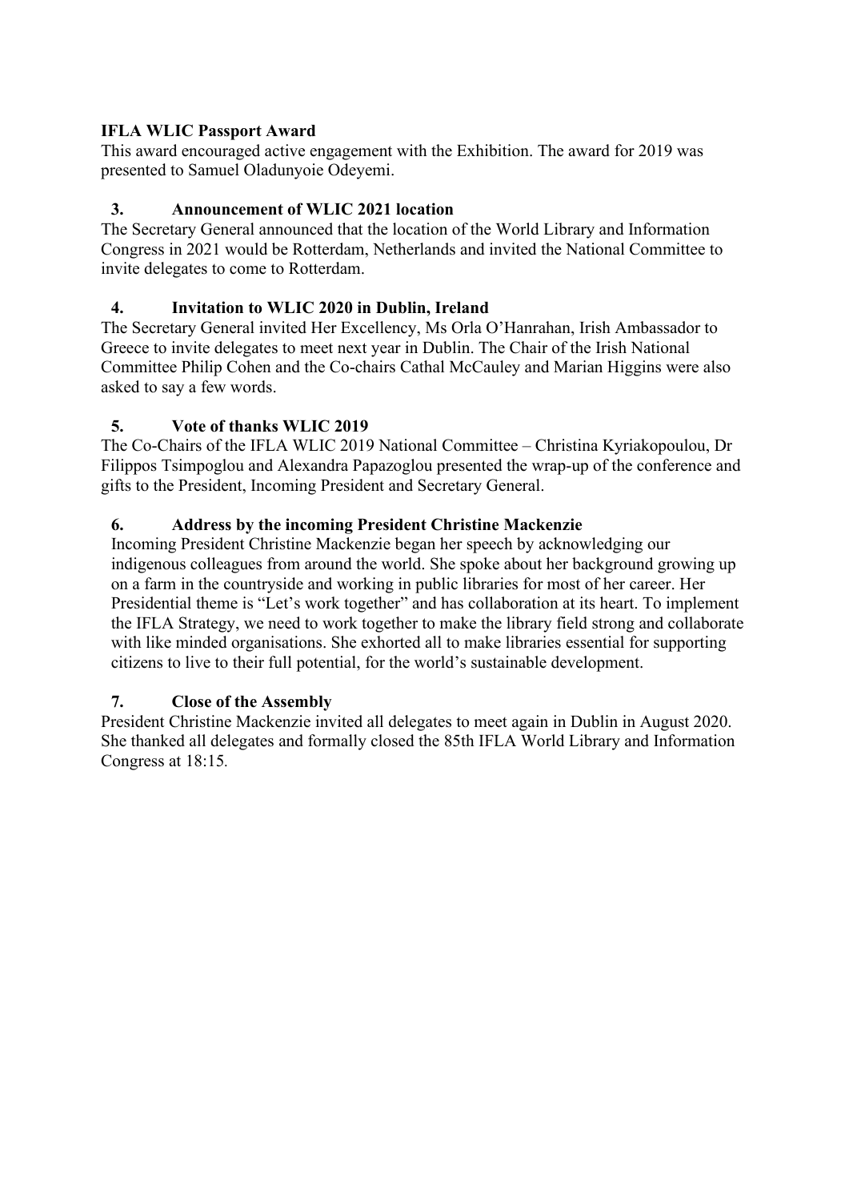**IFLA WLIC Passport Award**

This award encouraged active engagement with the Exhibition. The award for 2019 was presented to Samuel Oladunyoie Odeyemi.

### 3. Announcement of WLIC 2021 location

The Secretary General announced that the location of the World Library and Information Congress in 2021 would be Rotterdam, Netherlands and invited the National Committee to invite delegates to come to Rotterdam.

### 4. Invitation to WLIC 2020 in Dublin, Ireland

The Secretary General invited Her Excellency, Ms Orla O'Hanrahan, Irish Ambassador to Greece to invite delegates to meet next year in Dublin. The Chair of the Irish National Committee Philip Cohen and the Co-chairs Cathal McCauley and Marian Higgins were also asked to say a few words.

### 5. Vote of thanks WLIC 2019

The Co-Chairs of the IFLA WLIC 2019 National Committee – Christina Kyriakopoulou, Dr Filippos Tsimpoglou and Alexandra Papazoglou presented the wrap-up of the conference and gifts to the President, Incoming President and Secretary General.

### 6. Address by the incoming President Christine Mackenzie

Incoming President Christine Mackenzie began her speech by acknowledging our indigenous colleagues from around the world. She spoke about her background growing up on a farm in the countryside and working in public libraries for most of her career. Her Presidential theme is "Let's work together" and has collaboration at its heart. To implement the IFLA Strategy, we need to work together to make the library field strong and collaborate with like minded organisations. She exhorted all to make libraries essential for supporting citizens to live to their full potential, for the world's sustainable development.

### 7. Close of the Assembly

President Christine Mackenzie invited all delegates to meet again in Dublin in August 2020. She thanked all delegates and formally closed the 85th IFLA World Library and Information Congress at 18:15.